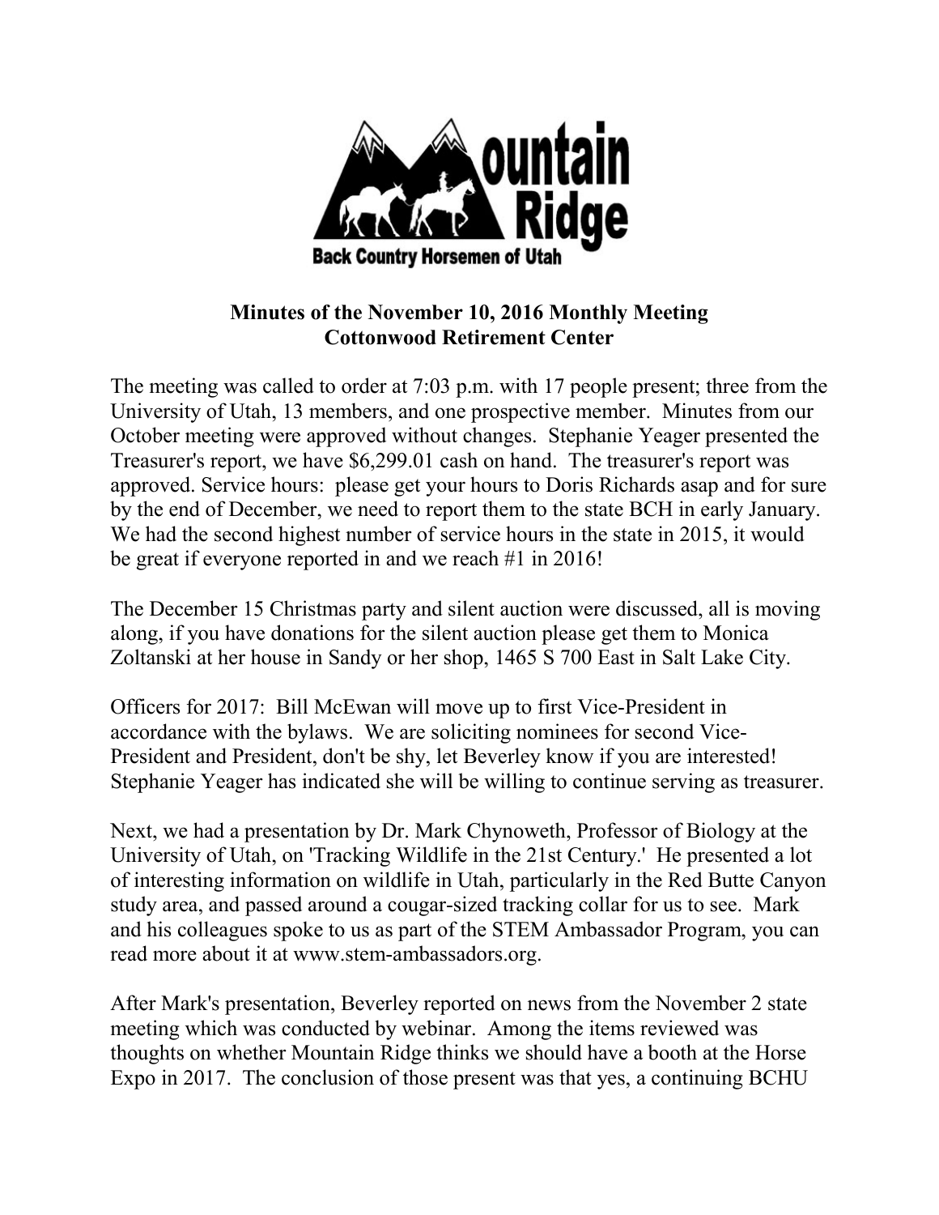Mountain Ridge

Back Country Horsemen of Utah

**Minutes of the November 10, 2016 Monthly Meeting**
**Cottonwood Retirement Center**

The meeting was called to order at 7:03 p.m. with 17 people present; three from the University of Utah, 13 members, and one prospective member. Minutes from our October meeting were approved without changes. Stephanie Yeager presented the Treasurer's report, we have $6,299.01 cash on hand. The treasurer's report was approved. Service hours: please get your hours to Doris Richards asap and for sure by the end of December, we need to report them to the state BCH in early January. We had the second highest number of service hours in the state in 2015, it would be great if everyone reported in and we reach #1 in 2016!

The December 15 Christmas party and silent auction were discussed, all is moving along, if you have donations for the silent auction please get them to Monica Zoltanski at her house in Sandy or her shop, 1465 S 700 East in Salt Lake City.

Officers for 2017: Bill McEwan will move up to first Vice-President in accordance with the bylaws. We are soliciting nominees for second Vice-President and President, don't be shy, let Beverley know if you are interested! Stephanie Yeager has indicated she will be willing to continue serving as treasurer.

Next, we had a presentation by Dr. Mark Chynoweth, Professor of Biology at the University of Utah, on 'Tracking Wildlife in the 21st Century.' He presented a lot of interesting information on wildlife in Utah, particularly in the Red Butte Canyon study area, and passed around a cougar-sized tracking collar for us to see. Mark and his colleagues spoke to us as part of the STEM Ambassador Program, you can read more about it at www.stem-ambassadors.org.

After Mark's presentation, Beverley reported on news from the November 2 state meeting which was conducted by webinar. Among the items reviewed was thoughts on whether Mountain Ridge thinks we should have a booth at the Horse Expo in 2017. The conclusion of those present was that yes, a continuing BCHU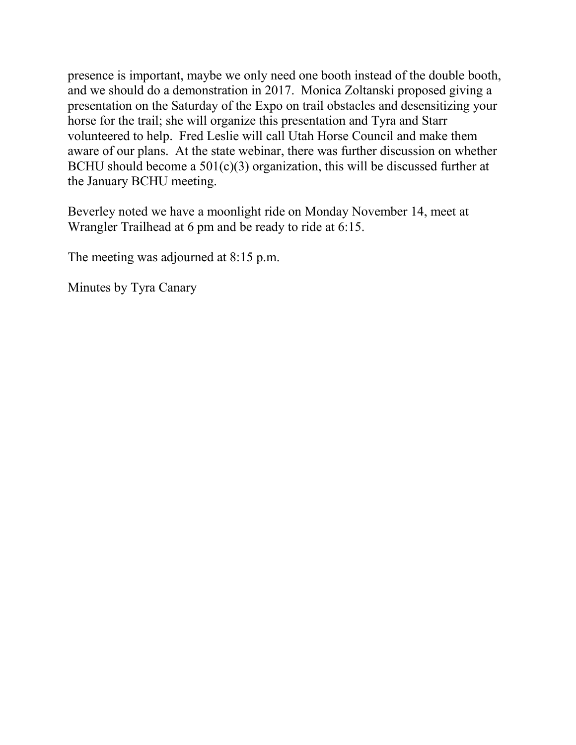presence is important, maybe we only need one booth instead of the double booth, and we should do a demonstration in 2017. Monica Zoltanski proposed giving a presentation on the Saturday of the Expo on trail obstacles and desensitizing your horse for the trail; she will organize this presentation and Tyra and Starr volunteered to help. Fred Leslie will call Utah Horse Council and make them aware of our plans. At the state webinar, there was further discussion on whether BCHU should become a 501(c)(3) organization, this will be discussed further at the January BCHU meeting.

Beverley noted we have a moonlight ride on Monday November 14, meet at Wrangler Trailhead at 6 pm and be ready to ride at 6:15.

The meeting was adjourned at 8:15 p.m.

Minutes by Tyra Canary